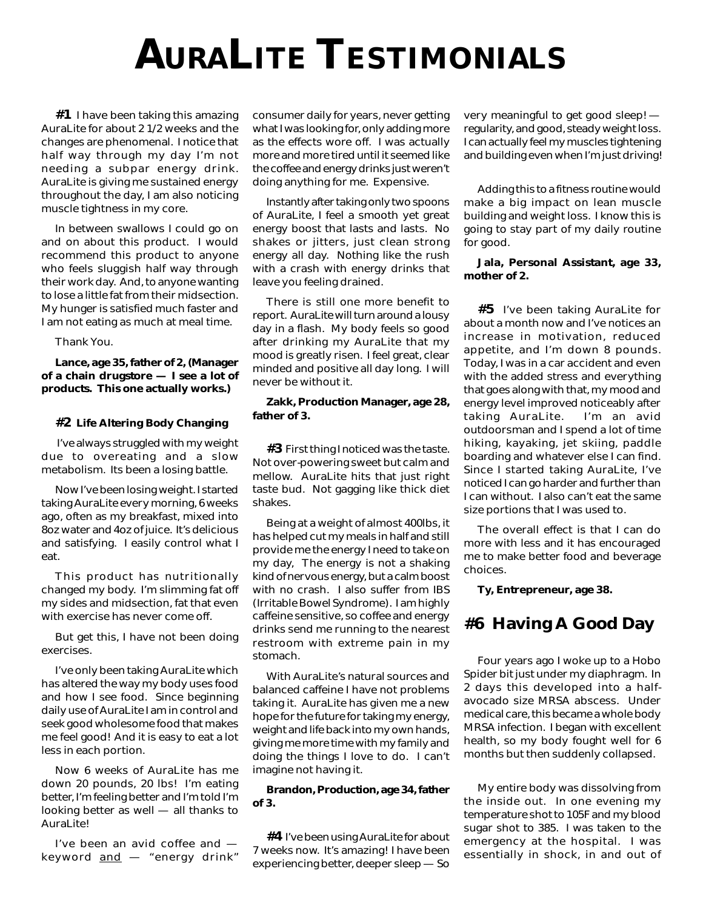# AuraLite Testimonials

**#1** I have been taking this amazing AuraLite for about 2 1/2 weeks and the changes are phenomenal. I notice that half way through my day I'm not needing a subpar energy drink. AuraLite is giving me sustained energy throughout the day, I am also noticing muscle tightness in my core.

In between swallows I could go on and on about this product. I would recommend this product to anyone who feels sluggish half way through their work day. And, to anyone wanting to lose a little fat from their midsection. My hunger is satisfied much faster and I am not eating as much at meal time.

Thank You.

**Lance, age 35, father of 2, (Manager of a chain drugstore — I see a lot of products. This one actually works.)**

**#2 Life Altering Body Changing**

I've always struggled with my weight due to overeating and a slow metabolism. Its been a losing battle.

Now I've been losing weight. I started taking AuraLite every morning, 6 weeks ago, often as my breakfast, mixed into 8oz water and 4oz of juice. It's delicious and satisfying. I easily control what I eat.

This product has nutritionally changed my body. I'm slimming fat off my sides and midsection, fat that even with exercise has never come off.

But get this, I have not been doing exercises.

I've only been taking AuraLite which has altered the way my body uses food and how I see food. Since beginning daily use of AuraLite I am in control and seek good wholesome food that makes me feel good! And it is easy to eat a lot less in each portion.

Now 6 weeks of AuraLite has me down 20 pounds, 20 lbs! I'm eating better, I'm feeling better and I'm told I'm looking better as well — all thanks to AuraLite!

I've been an avid coffee and — keyword <u>and</u> — "energy drink" consumer daily for years, never getting what I was looking for, only adding more as the effects wore off. I was actually more and more tired until it seemed like the coffee and energy drinks just weren't doing anything for me. Expensive.

Instantly after taking only two spoons of AuraLite, I feel a smooth yet great energy boost that lasts and lasts. No shakes or jitters, just clean strong energy all day. Nothing like the rush with a crash with energy drinks that leave you feeling drained.

There is still one more benefit to report. AuraLite will turn around a lousy day in a flash. My body feels so good after drinking my AuraLite that my mood is greatly risen. I feel great, clear minded and positive all day long. I will never be without it.

**Zakk, Production Manager, age 28, father of 3.**

**#3** First thing I noticed was the taste. Not over-powering sweet but calm and mellow. AuraLite hits that just right taste bud. Not gagging like thick diet shakes.

Being at a weight of almost 400lbs, it has helped cut my meals in half and still provide me the energy I need to take on my day, The energy is not a shaking kind of nervous energy, but a calm boost with no crash. I also suffer from IBS (Irritable Bowel Syndrome). I am highly caffeine sensitive, so coffee and energy drinks send me running to the nearest restroom with extreme pain in my stomach.

With AuraLite's natural sources and balanced caffeine I have not problems taking it. AuraLite has given me a new hope for the future for taking my energy, weight and life back into my own hands, giving me more time with my family and doing the things I love to do. I can't imagine not having it.

**Brandon, Production, age 34, father of 3.**

**#4** I've been using AuraLite for about 7 weeks now. It's amazing! I have been experiencing better, deeper sleep — So very meaningful to get good sleep! — regularity, and good, steady weight loss. I can actually feel my muscles tightening and building even when I'm just driving!

Adding this to a fitness routine would make a big impact on lean muscle building and weight loss. I know this is going to stay part of my daily routine for good.

**Jala, Personal Assistant, age 33, mother of 2.**

**#5** I've been taking AuraLite for about a month now and I've notices an increase in motivation, reduced appetite, and I'm down 8 pounds. Today, I was in a car accident and even with the added stress and everything that goes along with that, my mood and energy level improved noticeably after taking AuraLite. I'm an avid outdoorsman and I spend a lot of time hiking, kayaking, jet skiing, paddle boarding and whatever else I can find. Since I started taking AuraLite, I've noticed I can go harder and further than I can without. I also can't eat the same size portions that I was used to.

The overall effect is that I can do more with less and it has encouraged me to make better food and beverage choices.

**Ty, Entrepreneur, age 38.**

## #6 Having A Good Day

Four years ago I woke up to a Hobo Spider bit just under my diaphragm. In 2 days this developed into a half-avocado size MRSA abscess. Under medical care, this became a whole body MRSA infection. I began with excellent health, so my body fought well for 6 months but then suddenly collapsed.

My entire body was dissolving from the inside out. In one evening my temperature shot to 105F and my blood sugar shot to 385. I was taken to the emergency at the hospital. I was essentially in shock, in and out of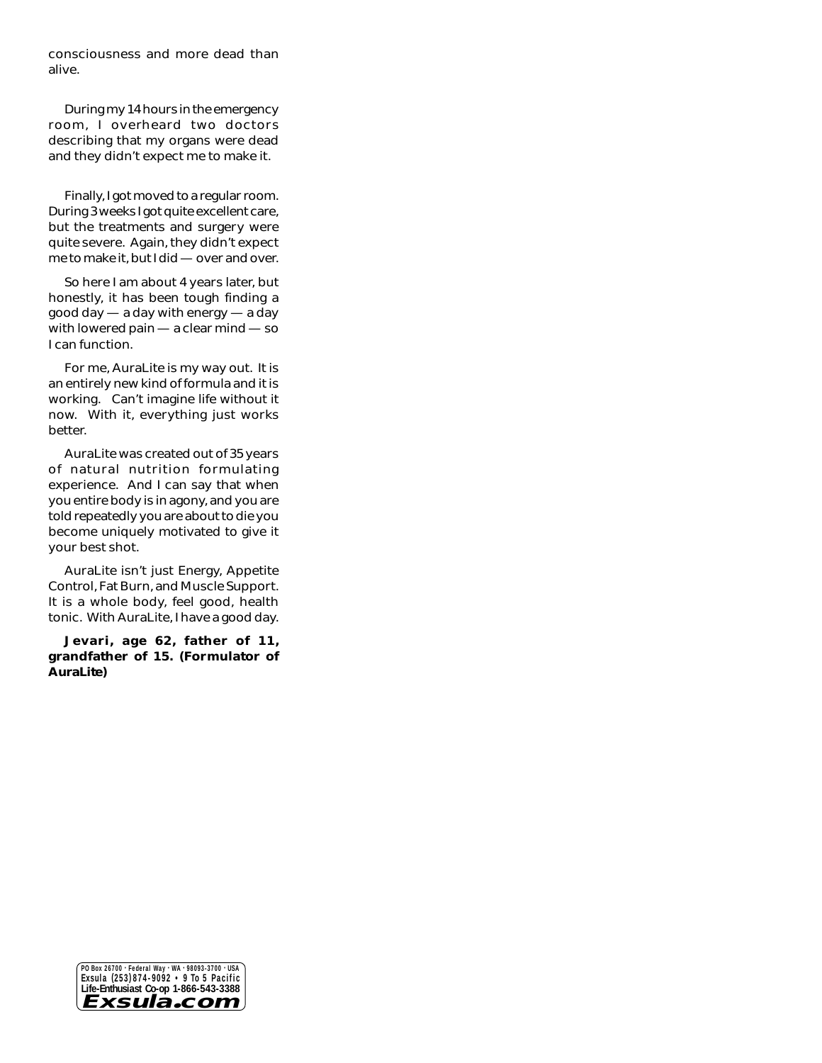consciousness and more dead than alive.

During my 14 hours in the emergency room, I overheard two doctors describing that my organs were dead and they didn't expect me to make it.

Finally, I got moved to a regular room. During 3 weeks I got quite excellent care, but the treatments and surgery were quite severe. Again, they didn't expect me to make it, but I did — over and over.

So here I am about 4 years later, but honestly, it has been tough finding a good day — a day with energy — a day with lowered pain — a clear mind — so I can function.

For me, AuraLite is my way out. It is an entirely new kind of formula and it is working. Can't imagine life without it now. With it, everything just works better.

AuraLite was created out of 35 years of natural nutrition formulating experience. And I can say that when you entire body is in agony, and you are told repeatedly you are about to die you become uniquely motivated to give it your best shot.

AuraLite isn't just Energy, Appetite Control, Fat Burn, and Muscle Support. It is a whole body, feel good, health tonic. With AuraLite, I have a good day.

**Jevari, age 62, father of 11, grandfather of 15. (Formulator of AuraLite)**

PO Box 26700 · Federal Way · WA · 98093-3700 · USA
Exsula (253)874-9092 • 9 To 5 Pacific
Life-Enthusiast Co-op 1-866-543-3388
**Exsula.com**